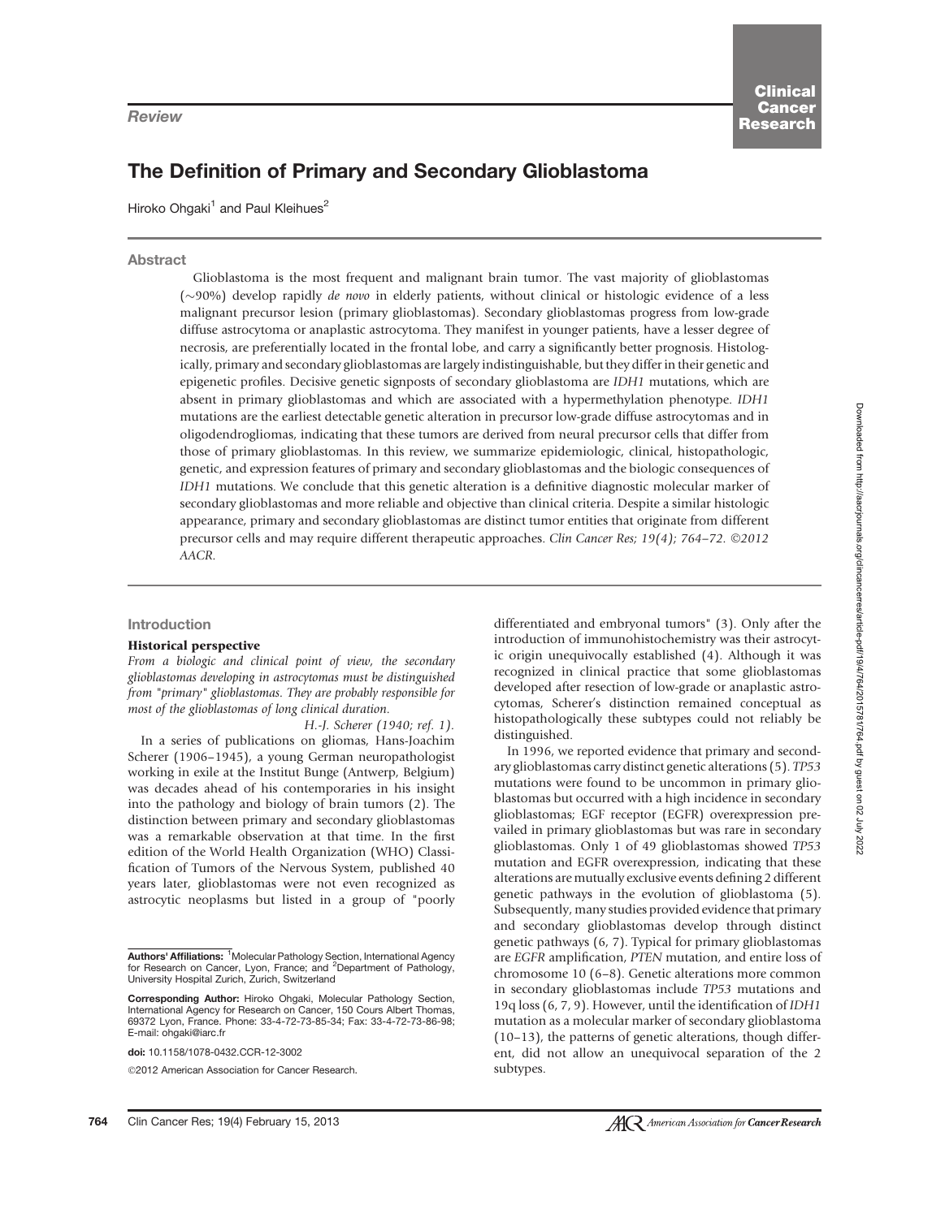Review

# The Definition of Primary and Secondary Glioblastoma

Hiroko Ohgaki[1] and Paul Kleihues[2]

## Abstract

Glioblastoma is the most frequent and malignant brain tumor. The vast majority of glioblastomas (~90%) develop rapidly *de novo* in elderly patients, without clinical or histologic evidence of a less malignant precursor lesion (primary glioblastomas). Secondary glioblastomas progress from low-grade diffuse astrocytoma or anaplastic astrocytoma. They manifest in younger patients, have a lesser degree of necrosis, are preferentially located in the frontal lobe, and carry a significantly better prognosis. Histologically, primary and secondary glioblastomas are largely indistinguishable, but they differ in their genetic and epigenetic profiles. Decisive genetic signposts of secondary glioblastoma are *IDH1* mutations, which are absent in primary glioblastomas and which are associated with a hypermethylation phenotype. *IDH1* mutations are the earliest detectable genetic alteration in precursor low-grade diffuse astrocytomas and in oligodendrogliomas, indicating that these tumors are derived from neural precursor cells that differ from those of primary glioblastomas. In this review, we summarize epidemiologic, clinical, histopathologic, genetic, and expression features of primary and secondary glioblastomas and the biologic consequences of *IDH1* mutations. We conclude that this genetic alteration is a definitive diagnostic molecular marker of secondary glioblastomas and more reliable and objective than clinical criteria. Despite a similar histologic appearance, primary and secondary glioblastomas are distinct tumor entities that originate from different precursor cells and may require different therapeutic approaches. *Clin Cancer Res; 19(4); 764–72. ©2012 AACR.*

## Introduction

### Historical perspective

*From a biologic and clinical point of view, the secondary glioblastomas developing in astrocytomas must be distinguished from "primary" glioblastomas. They are probably responsible for most of the glioblastomas of long clinical duration.*

*H.-J. Scherer (1940; ref. 1).*

In a series of publications on gliomas, Hans-Joachim Scherer (1906–1945), a young German neuropathologist working in exile at the Institut Bunge (Antwerp, Belgium) was decades ahead of his contemporaries in his insight into the pathology and biology of brain tumors (2). The distinction between primary and secondary glioblastomas was a remarkable observation at that time. In the first edition of the World Health Organization (WHO) Classification of Tumors of the Nervous System, published 40 years later, glioblastomas were not even recognized as astrocytic neoplasms but listed in a group of "poorly differentiated and embryonal tumors" (3). Only after the introduction of immunohistochemistry was their astrocytic origin unequivocally established (4). Although it was recognized in clinical practice that some glioblastomas developed after resection of low-grade or anaplastic astrocytomas, Scherer's distinction remained conceptual as histopathologically these subtypes could not reliably be distinguished.

In 1996, we reported evidence that primary and secondary glioblastomas carry distinct genetic alterations (5). *TP53* mutations were found to be uncommon in primary glioblastomas but occurred with a high incidence in secondary glioblastomas; EGF receptor (EGFR) overexpression prevailed in primary glioblastomas but was rare in secondary glioblastomas. Only 1 of 49 glioblastomas showed *TP53* mutation and EGFR overexpression, indicating that these alterations are mutually exclusive events defining 2 different genetic pathways in the evolution of glioblastoma (5). Subsequently, many studies provided evidence that primary and secondary glioblastomas develop through distinct genetic pathways (6, 7). Typical for primary glioblastomas are *EGFR* amplification, *PTEN* mutation, and entire loss of chromosome 10 (6–8). Genetic alterations more common in secondary glioblastomas include *TP53* mutations and 19q loss (6, 7, 9). However, until the identification of *IDH1* mutation as a molecular marker of secondary glioblastoma (10–13), the patterns of genetic alterations, though different, did not allow an unequivocal separation of the 2 subtypes.

**Authors' Affiliations:** [1]Molecular Pathology Section, International Agency for Research on Cancer, Lyon, France; and [2]Department of Pathology, University Hospital Zurich, Zurich, Switzerland

**Corresponding Author:** Hiroko Ohgaki, Molecular Pathology Section, International Agency for Research on Cancer, 150 Cours Albert Thomas, 69372 Lyon, France. Phone: 33-4-72-73-85-34; Fax: 33-4-72-73-86-98; E-mail: ohgaki@iarc.fr

**doi:** 10.1158/1078-0432.CCR-12-3002

©2012 American Association for Cancer Research.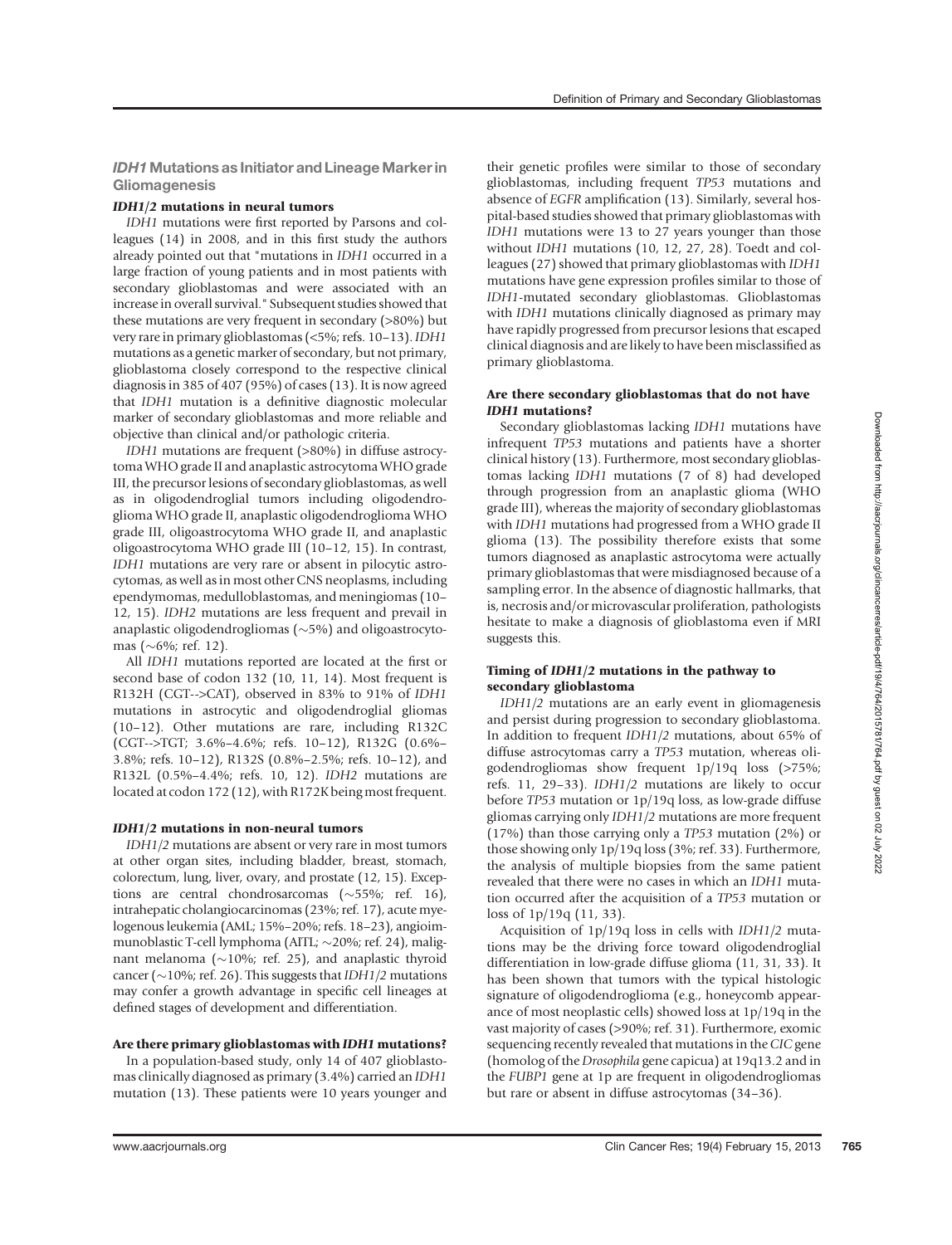## *IDH1* Mutations as Initiator and Lineage Marker in Gliomagenesis

### *IDH1/2* mutations in neural tumors

*IDH1* mutations were first reported by Parsons and colleagues (14) in 2008, and in this first study the authors already pointed out that "mutations in *IDH1* occurred in a large fraction of young patients and in most patients with secondary glioblastomas and were associated with an increase in overall survival." Subsequent studies showed that these mutations are very frequent in secondary (>80%) but very rare in primary glioblastomas (<5%; refs. 10–13). *IDH1* mutations as a genetic marker of secondary, but not primary, glioblastoma closely correspond to the respective clinical diagnosis in 385 of 407 (95%) of cases (13). It is now agreed that *IDH1* mutation is a definitive diagnostic molecular marker of secondary glioblastomas and more reliable and objective than clinical and/or pathologic criteria.

*IDH1* mutations are frequent (>80%) in diffuse astrocytoma WHO grade II and anaplastic astrocytoma WHO grade III, the precursor lesions of secondary glioblastomas, as well as in oligodendroglial tumors including oligodendroglioma WHO grade II, anaplastic oligodendroglioma WHO grade III, oligoastrocytoma WHO grade II, and anaplastic oligoastrocytoma WHO grade III (10–12, 15). In contrast, *IDH1* mutations are very rare or absent in pilocytic astrocytomas, as well as in most other CNS neoplasms, including ependymomas, medulloblastomas, and meningiomas (10–12, 15). *IDH2* mutations are less frequent and prevail in anaplastic oligodendrogliomas (~5%) and oligoastrocytomas (~6%; ref. 12).

All *IDH1* mutations reported are located at the first or second base of codon 132 (10, 11, 14). Most frequent is R132H (CGT-->CAT), observed in 83% to 91% of *IDH1* mutations in astrocytic and oligodendroglial gliomas (10–12). Other mutations are rare, including R132C (CGT-->TGT; 3.6%–4.6%; refs. 10–12), R132G (0.6%–3.8%; refs. 10–12), R132S (0.8%–2.5%; refs. 10–12), and R132L (0.5%–4.4%; refs. 10, 12). *IDH2* mutations are located at codon 172 (12), with R172K being most frequent.

### *IDH1/2* mutations in non-neural tumors

*IDH1/2* mutations are absent or very rare in most tumors at other organ sites, including bladder, breast, stomach, colorectum, lung, liver, ovary, and prostate (12, 15). Exceptions are central chondrosarcomas (~55%; ref. 16), intrahepatic cholangiocarcinomas (23%; ref. 17), acute myelogenous leukemia (AML; 15%–20%; refs. 18–23), angioimmunoblastic T-cell lymphoma (AITL; ~20%; ref. 24), malignant melanoma (~10%; ref. 25), and anaplastic thyroid cancer (~10%; ref. 26). This suggests that *IDH1/2* mutations may confer a growth advantage in specific cell lineages at defined stages of development and differentiation.

### Are there primary glioblastomas with *IDH1* mutations?

In a population-based study, only 14 of 407 glioblastomas clinically diagnosed as primary (3.4%) carried an *IDH1* mutation (13). These patients were 10 years younger and their genetic profiles were similar to those of secondary glioblastomas, including frequent *TP53* mutations and absence of *EGFR* amplification (13). Similarly, several hospital-based studies showed that primary glioblastomas with *IDH1* mutations were 13 to 27 years younger than those without *IDH1* mutations (10, 12, 27, 28). Toedt and colleagues (27) showed that primary glioblastomas with *IDH1* mutations have gene expression profiles similar to those of *IDH1*-mutated secondary glioblastomas. Glioblastomas with *IDH1* mutations clinically diagnosed as primary may have rapidly progressed from precursor lesions that escaped clinical diagnosis and are likely to have been misclassified as primary glioblastoma.

### Are there secondary glioblastomas that do not have *IDH1* mutations?

Secondary glioblastomas lacking *IDH1* mutations have infrequent *TP53* mutations and patients have a shorter clinical history (13). Furthermore, most secondary glioblastomas lacking *IDH1* mutations (7 of 8) had developed through progression from an anaplastic glioma (WHO grade III), whereas the majority of secondary glioblastomas with *IDH1* mutations had progressed from a WHO grade II glioma (13). The possibility therefore exists that some tumors diagnosed as anaplastic astrocytoma were actually primary glioblastomas that were misdiagnosed because of a sampling error. In the absence of diagnostic hallmarks, that is, necrosis and/or microvascular proliferation, pathologists hesitate to make a diagnosis of glioblastoma even if MRI suggests this.

### Timing of *IDH1/2* mutations in the pathway to secondary glioblastoma

*IDH1/2* mutations are an early event in gliomagenesis and persist during progression to secondary glioblastoma. In addition to frequent *IDH1/2* mutations, about 65% of diffuse astrocytomas carry a *TP53* mutation, whereas oligodendrogliomas show frequent 1p/19q loss (>75%; refs. 11, 29–33). *IDH1/2* mutations are likely to occur before *TP53* mutation or 1p/19q loss, as low-grade diffuse gliomas carrying only *IDH1/2* mutations are more frequent (17%) than those carrying only a *TP53* mutation (2%) or those showing only 1p/19q loss (3%; ref. 33). Furthermore, the analysis of multiple biopsies from the same patient revealed that there were no cases in which an *IDH1* mutation occurred after the acquisition of a *TP53* mutation or loss of 1p/19q (11, 33).

Acquisition of 1p/19q loss in cells with *IDH1/2* mutations may be the driving force toward oligodendroglial differentiation in low-grade diffuse glioma (11, 31, 33). It has been shown that tumors with the typical histologic signature of oligodendroglioma (e.g., honeycomb appearance of most neoplastic cells) showed loss at 1p/19q in the vast majority of cases (>90%; ref. 31). Furthermore, exomic sequencing recently revealed that mutations in the *CIC* gene (homolog of the *Drosophila* gene capicua) at 19q13.2 and in the *FUBP1* gene at 1p are frequent in oligodendrogliomas but rare or absent in diffuse astrocytomas (34–36).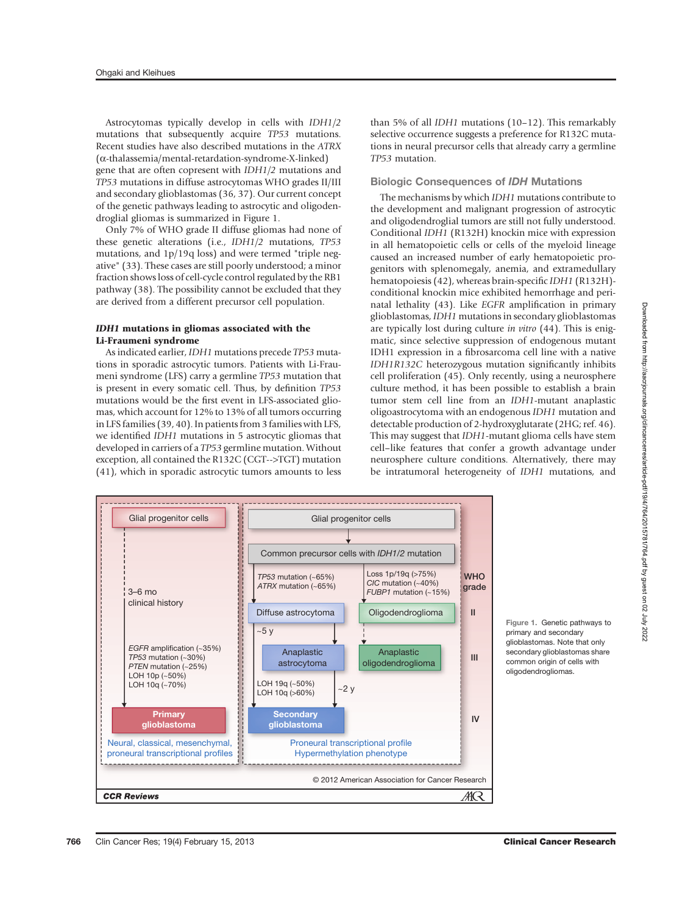Astrocytomas typically develop in cells with *IDH1/2* mutations that subsequently acquire *TP53* mutations. Recent studies have also described mutations in the *ATRX* (α-thalassemia/mental-retardation-syndrome-X-linked) gene that are often copresent with *IDH1/2* mutations and *TP53* mutations in diffuse astrocytomas WHO grades II/III and secondary glioblastomas (36, 37). Our current concept of the genetic pathways leading to astrocytic and oligodendroglial gliomas is summarized in Figure 1.

Only 7% of WHO grade II diffuse gliomas had none of these genetic alterations (i.e., *IDH1/2* mutations, *TP53* mutations, and 1p/19q loss) and were termed "triple negative" (33). These cases are still poorly understood; a minor fraction shows loss of cell-cycle control regulated by the RB1 pathway (38). The possibility cannot be excluded that they are derived from a different precursor cell population.

### *IDH1* mutations in gliomas associated with the Li-Fraumeni syndrome

As indicated earlier, *IDH1* mutations precede *TP53* mutations in sporadic astrocytic tumors. Patients with Li-Fraumeni syndrome (LFS) carry a germline *TP53* mutation that is present in every somatic cell. Thus, by definition *TP53* mutations would be the first event in LFS-associated gliomas, which account for 12% to 13% of all tumors occurring in LFS families (39, 40). In patients from 3 families with LFS, we identified *IDH1* mutations in 5 astrocytic gliomas that developed in carriers of a *TP53* germline mutation. Without exception, all contained the R132C (CGT-->TGT) mutation (41), which in sporadic astrocytic tumors amounts to less than 5% of all *IDH1* mutations (10–12). This remarkably selective occurrence suggests a preference for R132C mutations in neural precursor cells that already carry a germline *TP53* mutation.

## Biologic Consequences of *IDH* Mutations

The mechanisms by which *IDH1* mutations contribute to the development and malignant progression of astrocytic and oligodendroglial tumors are still not fully understood. Conditional *IDH1* (R132H) knockin mice with expression in all hematopoietic cells or cells of the myeloid lineage caused an increased number of early hematopoietic progenitors with splenomegaly, anemia, and extramedullary hematopoiesis (42), whereas brain-specific *IDH1* (R132H)-conditional knockin mice exhibited hemorrhage and perinatal lethality (43). Like *EGFR* amplification in primary glioblastomas, *IDH1* mutations in secondary glioblastomas are typically lost during culture *in vitro* (44). This is enigmatic, since selective suppression of endogenous mutant IDH1 expression in a fibrosarcoma cell line with a native *IDH1R132C* heterozygous mutation significantly inhibits cell proliferation (45). Only recently, using a neurosphere culture method, it has been possible to establish a brain tumor stem cell line from an *IDH1*-mutant anaplastic oligoastrocytoma with an endogenous *IDH1* mutation and detectable production of 2-hydroxyglutarate (2HG; ref. 46). This may suggest that *IDH1*-mutant glioma cells have stem cell–like features that confer a growth advantage under neurosphere culture conditions. Alternatively, there may be intratumoral heterogeneity of *IDH1* mutations, and

Figure 1. Genetic pathways to primary and secondary glioblastomas. Note that only secondary glioblastomas share common origin of cells with oligodendrogliomas.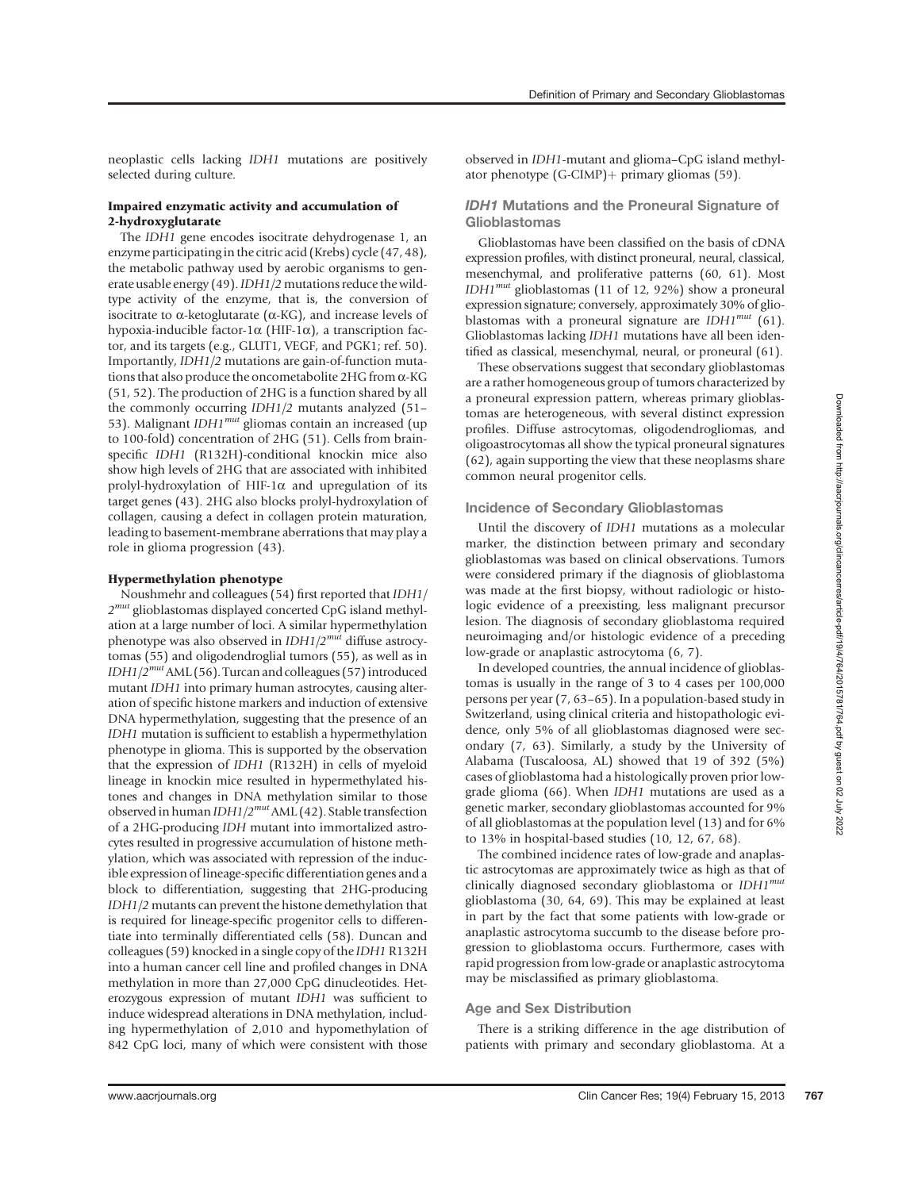neoplastic cells lacking *IDH1* mutations are positively selected during culture.

#### Impaired enzymatic activity and accumulation of 2-hydroxyglutarate

The *IDH1* gene encodes isocitrate dehydrogenase 1, an enzyme participating in the citric acid (Krebs) cycle (47, 48), the metabolic pathway used by aerobic organisms to generate usable energy (49). *IDH1/2* mutations reduce the wild-type activity of the enzyme, that is, the conversion of isocitrate to α-ketoglutarate (α-KG), and increase levels of hypoxia-inducible factor-1α (HIF-1α), a transcription factor, and its targets (e.g., GLUT1, VEGF, and PGK1; ref. 50). Importantly, *IDH1/2* mutations are gain-of-function mutations that also produce the oncometabolite 2HG from α-KG (51, 52). The production of 2HG is a function shared by all the commonly occurring *IDH1/2* mutants analyzed (51–53). Malignant *IDH1*$^{mut}$ gliomas contain an increased (up to 100-fold) concentration of 2HG (51). Cells from brain-specific *IDH1* (R132H)-conditional knockin mice also show high levels of 2HG that are associated with inhibited prolyl-hydroxylation of HIF-1α and upregulation of its target genes (43). 2HG also blocks prolyl-hydroxylation of collagen, causing a defect in collagen protein maturation, leading to basement-membrane aberrations that may play a role in glioma progression (43).

#### Hypermethylation phenotype

Noushmehr and colleagues (54) first reported that *IDH1/2*$^{mut}$ glioblastomas displayed concerted CpG island methylation at a large number of loci. A similar hypermethylation phenotype was also observed in *IDH1/2*$^{mut}$ diffuse astrocytomas (55) and oligodendroglial tumors (55), as well as in *IDH1/2*$^{mut}$ AML (56). Turcan and colleagues (57) introduced mutant *IDH1* into primary human astrocytes, causing alteration of specific histone markers and induction of extensive DNA hypermethylation, suggesting that the presence of an *IDH1* mutation is sufficient to establish a hypermethylation phenotype in glioma. This is supported by the observation that the expression of *IDH1* (R132H) in cells of myeloid lineage in knockin mice resulted in hypermethylated histones and changes in DNA methylation similar to those observed in human *IDH1/2*$^{mut}$ AML (42). Stable transfection of a 2HG-producing *IDH* mutant into immortalized astrocytes resulted in progressive accumulation of histone methylation, which was associated with repression of the inducible expression of lineage-specific differentiation genes and a block to differentiation, suggesting that 2HG-producing *IDH1/2* mutants can prevent the histone demethylation that is required for lineage-specific progenitor cells to differentiate into terminally differentiated cells (58). Duncan and colleagues (59) knocked in a single copy of the *IDH1* R132H into a human cancer cell line and profiled changes in DNA methylation in more than 27,000 CpG dinucleotides. Heterozygous expression of mutant *IDH1* was sufficient to induce widespread alterations in DNA methylation, including hypermethylation of 2,010 and hypomethylation of 842 CpG loci, many of which were consistent with those observed in *IDH1*-mutant and glioma–CpG island methylator phenotype (G-CIMP)+ primary gliomas (59).

### *IDH1* Mutations and the Proneural Signature of Glioblastomas

Glioblastomas have been classified on the basis of cDNA expression profiles, with distinct proneural, neural, classical, mesenchymal, and proliferative patterns (60, 61). Most *IDH1*$^{mut}$ glioblastomas (11 of 12, 92%) show a proneural expression signature; conversely, approximately 30% of glioblastomas with a proneural signature are *IDH1*$^{mut}$ (61). Glioblastomas lacking *IDH1* mutations have all been identified as classical, mesenchymal, neural, or proneural (61).

These observations suggest that secondary glioblastomas are a rather homogeneous group of tumors characterized by a proneural expression pattern, whereas primary glioblastomas are heterogeneous, with several distinct expression profiles. Diffuse astrocytomas, oligodendrogliomas, and oligoastrocytomas all show the typical proneural signatures (62), again supporting the view that these neoplasms share common neural progenitor cells.

### Incidence of Secondary Glioblastomas

Until the discovery of *IDH1* mutations as a molecular marker, the distinction between primary and secondary glioblastomas was based on clinical observations. Tumors were considered primary if the diagnosis of glioblastoma was made at the first biopsy, without radiologic or histologic evidence of a preexisting, less malignant precursor lesion. The diagnosis of secondary glioblastoma required neuroimaging and/or histologic evidence of a preceding low-grade or anaplastic astrocytoma (6, 7).

In developed countries, the annual incidence of glioblastomas is usually in the range of 3 to 4 cases per 100,000 persons per year (7, 63–65). In a population-based study in Switzerland, using clinical criteria and histopathologic evidence, only 5% of all glioblastomas diagnosed were secondary (7, 63). Similarly, a study by the University of Alabama (Tuscaloosa, AL) showed that 19 of 392 (5%) cases of glioblastoma had a histologically proven prior low-grade glioma (66). When *IDH1* mutations are used as a genetic marker, secondary glioblastomas accounted for 9% of all glioblastomas at the population level (13) and for 6% to 13% in hospital-based studies (10, 12, 67, 68).

The combined incidence rates of low-grade and anaplastic astrocytomas are approximately twice as high as that of clinically diagnosed secondary glioblastoma or *IDH1*$^{mut}$ glioblastoma (30, 64, 69). This may be explained at least in part by the fact that some patients with low-grade or anaplastic astrocytoma succumb to the disease before progression to glioblastoma occurs. Furthermore, cases with rapid progression from low-grade or anaplastic astrocytoma may be misclassified as primary glioblastoma.

### Age and Sex Distribution

There is a striking difference in the age distribution of patients with primary and secondary glioblastoma. At a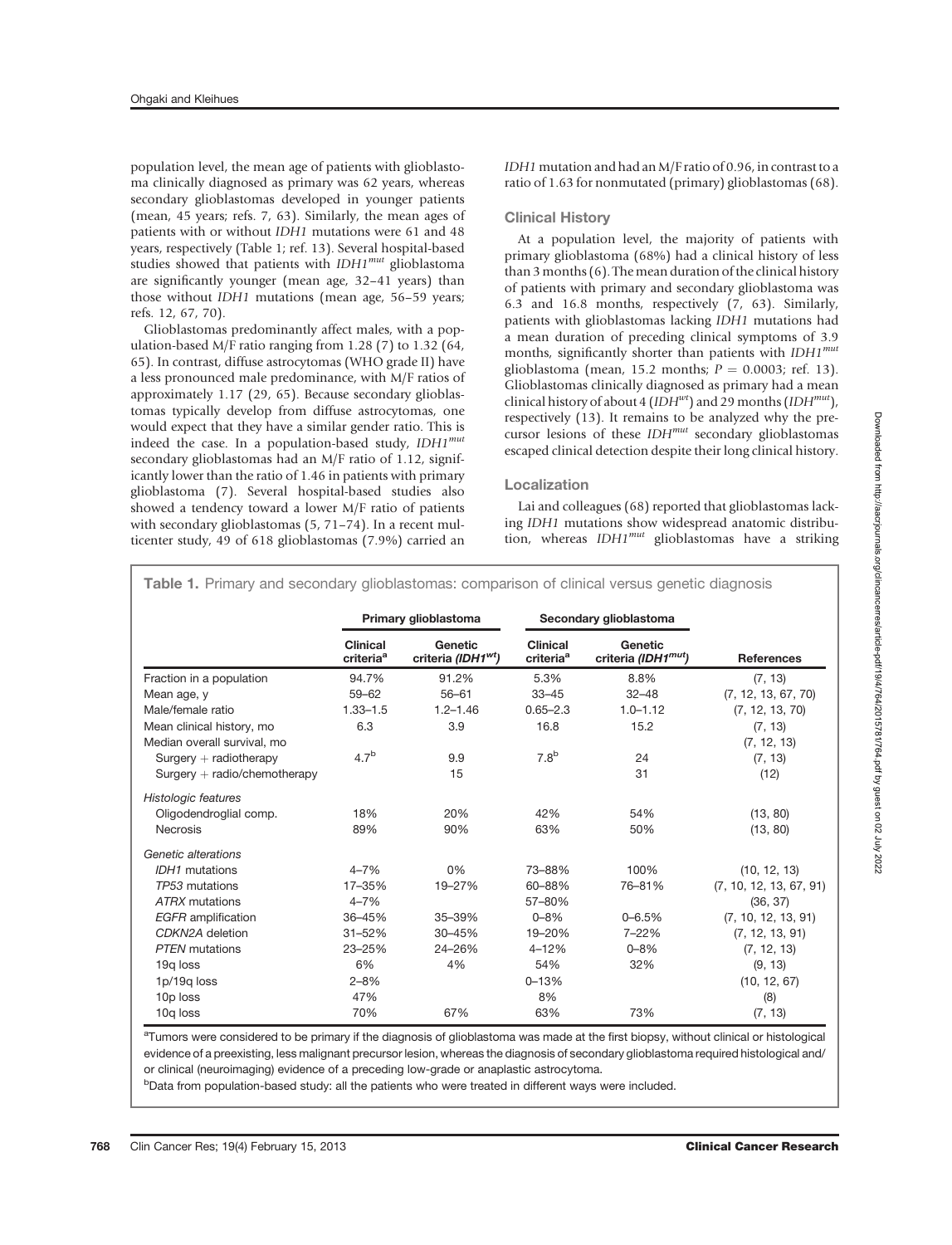population level, the mean age of patients with glioblastoma clinically diagnosed as primary was 62 years, whereas secondary glioblastomas developed in younger patients (mean, 45 years; refs. 7, 63). Similarly, the mean ages of patients with or without *IDH1* mutations were 61 and 48 years, respectively (Table 1; ref. 13). Several hospital-based studies showed that patients with $IDH1^{mut}$ glioblastoma are significantly younger (mean age, 32–41 years) than those without *IDH1* mutations (mean age, 56–59 years; refs. 12, 67, 70).

Glioblastomas predominantly affect males, with a population-based M/F ratio ranging from 1.28 (7) to 1.32 (64, 65). In contrast, diffuse astrocytomas (WHO grade II) have a less pronounced male predominance, with M/F ratios of approximately 1.17 (29, 65). Because secondary glioblastomas typically develop from diffuse astrocytomas, one would expect that they have a similar gender ratio. This is indeed the case. In a population-based study, $IDH1^{mut}$ secondary glioblastomas had an M/F ratio of 1.12, significantly lower than the ratio of 1.46 in patients with primary glioblastoma (7). Several hospital-based studies also showed a tendency toward a lower M/F ratio of patients with secondary glioblastomas (5, 71–74). In a recent multicenter study, 49 of 618 glioblastomas (7.9%) carried an *IDH1* mutation and had an M/F ratio of 0.96, in contrast to a ratio of 1.63 for nonmutated (primary) glioblastomas (68).

## Clinical History

At a population level, the majority of patients with primary glioblastoma (68%) had a clinical history of less than 3 months (6). The mean duration of the clinical history of patients with primary and secondary glioblastoma was 6.3 and 16.8 months, respectively (7, 63). Similarly, patients with glioblastomas lacking *IDH1* mutations had a mean duration of preceding clinical symptoms of 3.9 months, significantly shorter than patients with $IDH1^{mut}$ glioblastoma (mean, 15.2 months; $P = 0.0003$; ref. 13). Glioblastomas clinically diagnosed as primary had a mean clinical history of about 4 ($IDH^{wt}$) and 29 months ($IDH^{mut}$), respectively (13). It remains to be analyzed why the precursor lesions of these $IDH^{mut}$ secondary glioblastomas escaped clinical detection despite their long clinical history.

## Localization

Lai and colleagues (68) reported that glioblastomas lacking *IDH1* mutations show widespread anatomic distribution, whereas $IDH1^{mut}$ glioblastomas have a striking

**Table 1.** Primary and secondary glioblastomas: comparison of clinical versus genetic diagnosis

| | Primary glioblastoma | | Secondary glioblastoma | | |
|---|---|---|---|---|---|
| | Clinical criteria[a] | Genetic criteria ($IDH1^{wt}$) | Clinical criteria[a] | Genetic criteria ($IDH1^{mut}$) | References |
| Fraction in a population | 94.7% | 91.2% | 5.3% | 8.8% | (7, 13) |
| Mean age, y | 59–62 | 56–61 | 33–45 | 32–48 | (7, 12, 13, 67, 70) |
| Male/female ratio | 1.33–1.5 | 1.2–1.46 | 0.65–2.3 | 1.0–1.12 | (7, 12, 13, 70) |
| Mean clinical history, mo | 6.3 | 3.9 | 16.8 | 15.2 | (7, 13) |
| Median overall survival, mo | | | | | (7, 12, 13) |
| Surgery + radiotherapy | 4.7[b] | 9.9 | 7.8[b] | 24 | (7, 13) |
| Surgery + radio/chemotherapy | | 15 | | 31 | (12) |
| *Histologic features* | | | | | |
| Oligodendroglial comp. | 18% | 20% | 42% | 54% | (13, 80) |
| Necrosis | 89% | 90% | 63% | 50% | (13, 80) |
| *Genetic alterations* | | | | | |
| *IDH1* mutations | 4–7% | 0% | 73–88% | 100% | (10, 12, 13) |
| *TP53* mutations | 17–35% | 19–27% | 60–88% | 76–81% | (7, 10, 12, 13, 67, 91) |
| *ATRX* mutations | 4–7% | | 57–80% | | (36, 37) |
| *EGFR* amplification | 36–45% | 35–39% | 0–8% | 0–6.5% | (7, 10, 12, 13, 91) |
| *CDKN2A* deletion | 31–52% | 30–45% | 19–20% | 7–22% | (7, 12, 13, 91) |
| *PTEN* mutations | 23–25% | 24–26% | 4–12% | 0–8% | (7, 12, 13) |
| 19q loss | 6% | 4% | 54% | 32% | (9, 13) |
| 1p/19q loss | 2–8% | | 0–13% | | (10, 12, 67) |
| 10p loss | 47% | | 8% | | (8) |
| 10q loss | 70% | 67% | 63% | 73% | (7, 13) |

[a]Tumors were considered to be primary if the diagnosis of glioblastoma was made at the first biopsy, without clinical or histological evidence of a preexisting, less malignant precursor lesion, whereas the diagnosis of secondary glioblastoma required histological and/or clinical (neuroimaging) evidence of a preceding low-grade or anaplastic astrocytoma.

[b]Data from population-based study: all the patients who were treated in different ways were included.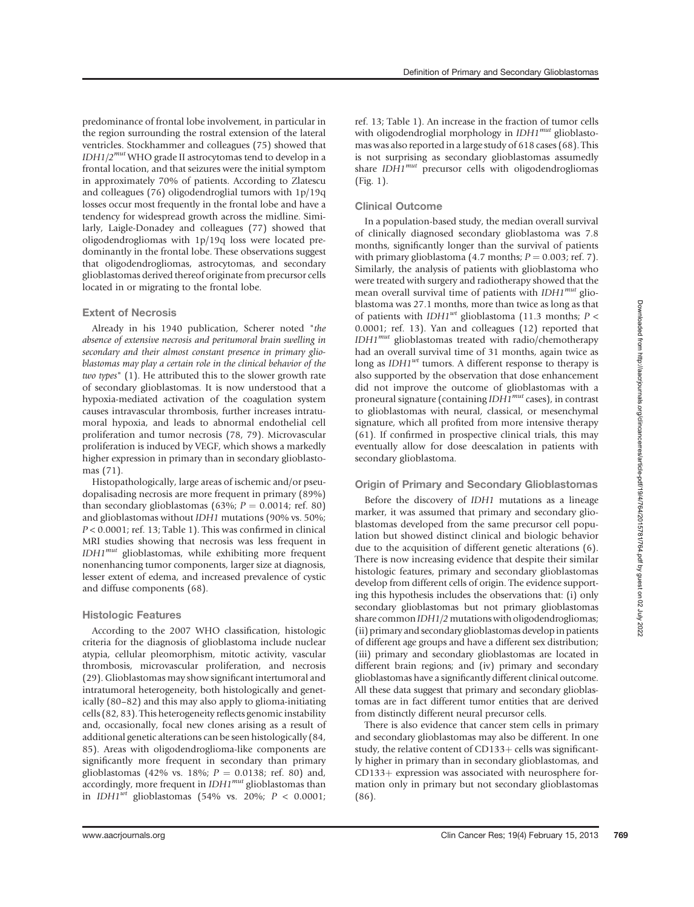predominance of frontal lobe involvement, in particular in the region surrounding the rostral extension of the lateral ventricles. Stockhammer and colleagues (75) showed that $IDH1/2^{mut}$ WHO grade II astrocytomas tend to develop in a frontal location, and that seizures were the initial symptom in approximately 70% of patients. According to Zlatescu and colleagues (76) oligodendroglial tumors with 1p/19q losses occur most frequently in the frontal lobe and have a tendency for widespread growth across the midline. Similarly, Laigle-Donadey and colleagues (77) showed that oligodendrogliomas with 1p/19q loss were located predominantly in the frontal lobe. These observations suggest that oligodendrogliomas, astrocytomas, and secondary glioblastomas derived thereof originate from precursor cells located in or migrating to the frontal lobe.

### Extent of Necrosis

Already in his 1940 publication, Scherer noted "*the absence of extensive necrosis and peritumoral brain swelling in secondary and their almost constant presence in primary glioblastomas may play a certain role in the clinical behavior of the two types*" (1). He attributed this to the slower growth rate of secondary glioblastomas. It is now understood that a hypoxia-mediated activation of the coagulation system causes intravascular thrombosis, further increases intratumoral hypoxia, and leads to abnormal endothelial cell proliferation and tumor necrosis (78, 79). Microvascular proliferation is induced by VEGF, which shows a markedly higher expression in primary than in secondary glioblastomas (71).

Histopathologically, large areas of ischemic and/or pseudopalisading necrosis are more frequent in primary (89%) than secondary glioblastomas (63%; $P = 0.0014$; ref. 80) and glioblastomas without *IDH1* mutations (90% vs. 50%; $P < 0.0001$; ref. 13; Table 1). This was confirmed in clinical MRI studies showing that necrosis was less frequent in $IDH1^{mut}$ glioblastomas, while exhibiting more frequent nonenhancing tumor components, larger size at diagnosis, lesser extent of edema, and increased prevalence of cystic and diffuse components (68).

### Histologic Features

According to the 2007 WHO classification, histologic criteria for the diagnosis of glioblastoma include nuclear atypia, cellular pleomorphism, mitotic activity, vascular thrombosis, microvascular proliferation, and necrosis (29). Glioblastomas may show significant intertumoral and intratumoral heterogeneity, both histologically and genetically (80–82) and this may also apply to glioma-initiating cells (82, 83). This heterogeneity reflects genomic instability and, occasionally, focal new clones arising as a result of additional genetic alterations can be seen histologically (84, 85). Areas with oligodendroglioma-like components are significantly more frequent in secondary than primary glioblastomas (42% vs. 18%; $P = 0.0138$; ref. 80) and, accordingly, more frequent in $IDH1^{mut}$ glioblastomas than in $IDH1^{wt}$ glioblastomas (54% vs. 20%; $P < 0.0001$; ref. 13; Table 1). An increase in the fraction of tumor cells with oligodendroglial morphology in $IDH1^{mut}$ glioblastomas was also reported in a large study of 618 cases (68). This is not surprising as secondary glioblastomas assumedly share $IDH1^{mut}$ precursor cells with oligodendrogliomas (Fig. 1).

### Clinical Outcome

In a population-based study, the median overall survival of clinically diagnosed secondary glioblastoma was 7.8 months, significantly longer than the survival of patients with primary glioblastoma (4.7 months; $P = 0.003$; ref. 7). Similarly, the analysis of patients with glioblastoma who were treated with surgery and radiotherapy showed that the mean overall survival time of patients with $IDH1^{mut}$ glioblastoma was 27.1 months, more than twice as long as that of patients with $IDH1^{wt}$ glioblastoma (11.3 months; $P < 0.0001$; ref. 13). Yan and colleagues (12) reported that $IDH1^{mut}$ glioblastomas treated with radio/chemotherapy had an overall survival time of 31 months, again twice as long as $IDH1^{wt}$ tumors. A different response to therapy is also supported by the observation that dose enhancement did not improve the outcome of glioblastomas with a proneural signature (containing $IDH1^{mut}$ cases), in contrast to glioblastomas with neural, classical, or mesenchymal signature, which all profited from more intensive therapy (61). If confirmed in prospective clinical trials, this may eventually allow for dose deescalation in patients with secondary glioblastoma.

### Origin of Primary and Secondary Glioblastomas

Before the discovery of *IDH1* mutations as a lineage marker, it was assumed that primary and secondary glioblastomas developed from the same precursor cell population but showed distinct clinical and biologic behavior due to the acquisition of different genetic alterations (6). There is now increasing evidence that despite their similar histologic features, primary and secondary glioblastomas develop from different cells of origin. The evidence supporting this hypothesis includes the observations that: (i) only secondary glioblastomas but not primary glioblastomas share common *IDH1/2* mutations with oligodendrogliomas; (ii) primary and secondary glioblastomas develop in patients of different age groups and have a different sex distribution; (iii) primary and secondary glioblastomas are located in different brain regions; and (iv) primary and secondary glioblastomas have a significantly different clinical outcome. All these data suggest that primary and secondary glioblastomas are in fact different tumor entities that are derived from distinctly different neural precursor cells.

There is also evidence that cancer stem cells in primary and secondary glioblastomas may also be different. In one study, the relative content of CD133+ cells was significantly higher in primary than in secondary glioblastomas, and CD133+ expression was associated with neurosphere formation only in primary but not secondary glioblastomas (86).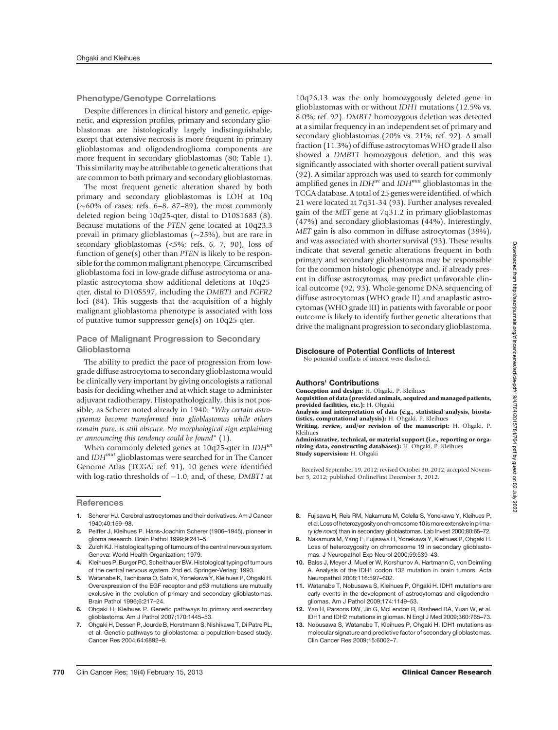## Phenotype/Genotype Correlations

Despite differences in clinical history and genetic, epigenetic, and expression profiles, primary and secondary glioblastomas are histologically largely indistinguishable, except that extensive necrosis is more frequent in primary glioblastomas and oligodendroglioma components are more frequent in secondary glioblastomas (80; Table 1). This similarity may be attributable to genetic alterations that are common to both primary and secondary glioblastomas.

The most frequent genetic alteration shared by both primary and secondary glioblastomas is LOH at 10q (~60% of cases; refs. 6–8, 87–89), the most commonly deleted region being 10q25-qter, distal to D10S1683 (8). Because mutations of the *PTEN* gene located at 10q23.3 prevail in primary glioblastomas (~25%), but are rare in secondary glioblastomas (<5%; refs. 6, 7, 90), loss of function of gene(s) other than *PTEN* is likely to be responsible for the common malignant phenotype. Circumscribed glioblastoma foci in low-grade diffuse astrocytoma or anaplastic astrocytoma show additional deletions at 10q25-qter, distal to D10S597, including the *DMBT1* and *FGFR2* loci (84). This suggests that the acquisition of a highly malignant glioblastoma phenotype is associated with loss of putative tumor suppressor gene(s) on 10q25-qter.

## Pace of Malignant Progression to Secondary Glioblastoma

The ability to predict the pace of progression from low-grade diffuse astrocytoma to secondary glioblastoma would be clinically very important by giving oncologists a rational basis for deciding whether and at which stage to administer adjuvant radiotherapy. Histopathologically, this is not possible, as Scherer noted already in 1940: "*Why certain astrocytomas become transformed into glioblastomas while others remain pure, is still obscure. No morphological sign explaining or announcing this tendency could be found*" (1).

When commonly deleted genes at 10q25-qter in $IDH^{wt}$ and $IDH^{mut}$ glioblastomas were searched for in The Cancer Genome Atlas (TCGA; ref. 91), 10 genes were identified with log-ratio thresholds of −1.0, and, of these, *DMBT1* at 10q26.13 was the only homozygously deleted gene in glioblastomas with or without *IDH1* mutations (12.5% vs. 8.0%; ref. 92). *DMBT1* homozygous deletion was detected at a similar frequency in an independent set of primary and secondary glioblastomas (20% vs. 21%; ref. 92). A small fraction (11.3%) of diffuse astrocytomas WHO grade II also showed a *DMBT1* homozygous deletion, and this was significantly associated with shorter overall patient survival (92). A similar approach was used to search for commonly amplified genes in $IDH^{wt}$ and $IDH^{mut}$ glioblastomas in the TCGA database. A total of 25 genes were identified, of which 21 were located at 7q31-34 (93). Further analyses revealed gain of the *MET* gene at 7q31.2 in primary glioblastomas (47%) and secondary glioblastomas (44%). Interestingly, *MET* gain is also common in diffuse astrocytomas (38%), and was associated with shorter survival (93). These results indicate that several genetic alterations frequent in both primary and secondary glioblastomas may be responsible for the common histologic phenotype and, if already present in diffuse astrocytomas, may predict unfavorable clinical outcome (92, 93). Whole-genome DNA sequencing of diffuse astrocytomas (WHO grade II) and anaplastic astrocytomas (WHO grade III) in patients with favorable or poor outcome is likely to identify further genetic alterations that drive the malignant progression to secondary glioblastoma.

## Disclosure of Potential Conflicts of Interest

No potential conflicts of interest were disclosed.

## Authors' Contributions

**Conception and design:** H. Ohgaki, P. Kleihues
**Acquisition of data (provided animals, acquired and managed patients, provided facilities, etc.):** H. Ohgaki
**Analysis and interpretation of data (e.g., statistical analysis, biostatistics, computational analysis):** H. Ohgaki, P. Kleihues
**Writing, review, and/or revision of the manuscript:** H. Ohgaki, P. Kleihues
**Administrative, technical, or material support (i.e., reporting or organizing data, constructing databases):** H. Ohgaki, P. Kleihues
**Study supervision:** H. Ohgaki

Received September 19, 2012; revised October 30, 2012; accepted November 5, 2012; published OnlineFirst December 3, 2012.

## References

1. Scherer HJ. Cerebral astrocytomas and their derivatives. Am J Cancer 1940;40:159–98.
2. Peiffer J, Kleihues P. Hans-Joachim Scherer (1906–1945), pioneer in glioma research. Brain Pathol 1999;9:241–5.
3. Zulch KJ. Histological typing of tumours of the central nervous system. Geneva: World Health Organization; 1979.
4. Kleihues P, Burger PC, Scheithauer BW. Histological typing of tumours of the central nervous system. 2nd ed. Springer-Verlag; 1993.
5. Watanabe K, Tachibana O, Sato K, Yonekawa Y, Kleihues P, Ohgaki H. Overexpression of the EGF receptor and *p53* mutations are mutually exclusive in the evolution of primary and secondary glioblastomas. Brain Pathol 1996;6:217–24.
6. Ohgaki H, Kleihues P. Genetic pathways to primary and secondary glioblastoma. Am J Pathol 2007;170:1445–53.
7. Ohgaki H, Dessen P, Jourde B, Horstmann S, Nishikawa T, Di Patre PL, et al. Genetic pathways to glioblastoma: a population-based study. Cancer Res 2004;64:6892–9.
8. Fujisawa H, Reis RM, Nakamura M, Colella S, Yonekawa Y, Kleihues P, et al. Loss of heterozygosity on chromosome 10 is more extensive in primary (*de novo*) than in secondary glioblastomas. Lab Invest 2000;80:65–72.
9. Nakamura M, Yang F, Fujisawa H, Yonekawa Y, Kleihues P, Ohgaki H. Loss of heterozygosity on chromosome 19 in secondary glioblastomas. J Neuropathol Exp Neurol 2000;59:539–43.
10. Balss J, Meyer J, Mueller W, Korshunov A, Hartmann C, von Deimling A. Analysis of the IDH1 codon 132 mutation in brain tumors. Acta Neuropathol 2008;116:597–602.
11. Watanabe T, Nobusawa S, Kleihues P, Ohgaki H. IDH1 mutations are early events in the development of astrocytomas and oligodendrogliomas. Am J Pathol 2009;174:1149–53.
12. Yan H, Parsons DW, Jin G, McLendon R, Rasheed BA, Yuan W, et al. IDH1 and IDH2 mutations in gliomas. N Engl J Med 2009;360:765–73.
13. Nobusawa S, Watanabe T, Kleihues P, Ohgaki H. IDH1 mutations as molecular signature and predictive factor of secondary glioblastomas. Clin Cancer Res 2009;15:6002–7.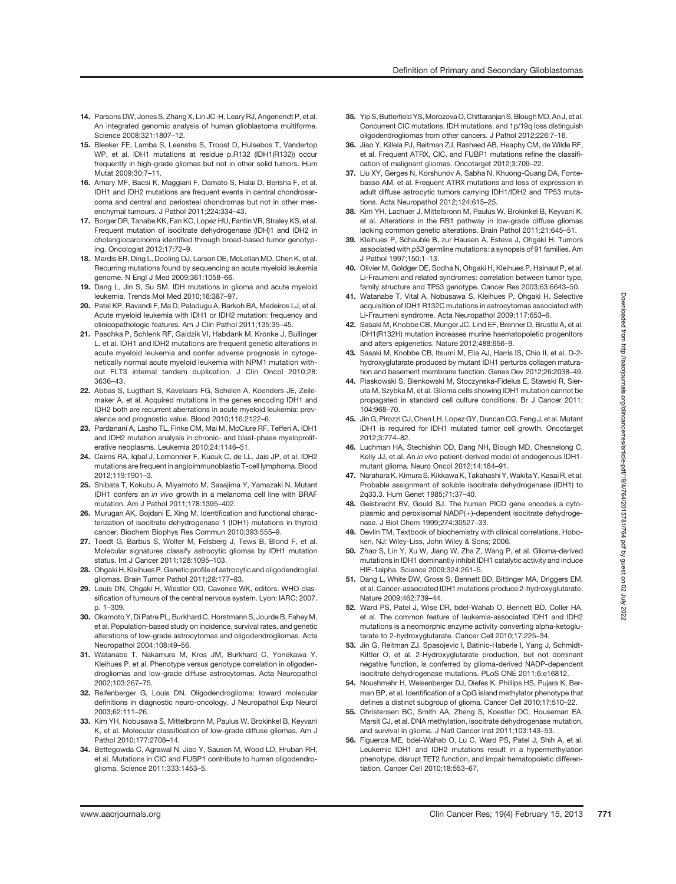14. Parsons DW, Jones S, Zhang X, Lin JC-H, Leary RJ, Angenendt P, et al. An integrated genomic analysis of human glioblastoma multiforme. Science 2008;321:1807–12.
15. Bleeker FE, Lamba S, Leenstra S, Troost D, Hulsebos T, Vandertop WP, et al. IDH1 mutations at residue p.R132 (IDH1(R132)) occur frequently in high-grade gliomas but not in other solid tumors. Hum Mutat 2009;30:7–11.
16. Amary MF, Bacsi K, Maggiani F, Damato S, Halai D, Berisha F, et al. IDH1 and IDH2 mutations are frequent events in central chondrosarcoma and central and periosteal chondromas but not in other mesenchymal tumours. J Pathol 2011;224:334–43.
17. Borger DR, Tanabe KK, Fan KC, Lopez HU, Fantin VR, Straley KS, et al. Frequent mutation of isocitrate dehydrogenase (IDH)1 and IDH2 in cholangiocarcinoma identified through broad-based tumor genotyping. Oncologist 2012;17:72–9.
18. Mardis ER, Ding L, Dooling DJ, Larson DE, McLellan MD, Chen K, et al. Recurring mutations found by sequencing an acute myeloid leukemia genome. N Engl J Med 2009;361:1058–66.
19. Dang L, Jin S, Su SM. IDH mutations in glioma and acute myeloid leukemia. Trends Mol Med 2010;16:387–97.
20. Patel KP, Ravandi F, Ma D, Paladugu A, Barkoh BA, Medeiros LJ, et al. Acute myeloid leukemia with IDH1 or IDH2 mutation: frequency and clinicopathologic features. Am J Clin Pathol 2011;135:35–45.
21. Paschka P, Schlenk RF, Gaidzik VI, Habdank M, Kronke J, Bullinger L, et al. IDH1 and IDH2 mutations are frequent genetic alterations in acute myeloid leukemia and confer adverse prognosis in cytogenetically normal acute myeloid leukemia with NPM1 mutation without FLT3 internal tandem duplication. J Clin Oncol 2010;28:3636–43.
22. Abbas S, Lugthart S, Kavelaars FG, Schelen A, Koenders JE, Zeilemaker A, et al. Acquired mutations in the genes encoding IDH1 and IDH2 both are recurrent aberrations in acute myeloid leukemia: prevalence and prognostic value. Blood 2010;116:2122–6.
23. Pardanani A, Lasho TL, Finke CM, Mai M, McClure RF, Tefferi A. IDH1 and IDH2 mutation analysis in chronic- and blast-phase myeloproliferative neoplasms. Leukemia 2010;24:1146–51.
24. Cairns RA, Iqbal J, Lemonnier F, Kucuk C, de LL, Jais JP, et al. IDH2 mutations are frequent in angioimmunoblastic T-cell lymphoma. Blood 2012;119:1901–3.
25. Shibata T, Kokubu A, Miyamoto M, Sasajima Y, Yamazaki N. Mutant IDH1 confers an *in vivo* growth in a melanoma cell line with BRAF mutation. Am J Pathol 2011;178:1395–402.
26. Murugan AK, Bojdani E, Xing M. Identification and functional characterization of isocitrate dehydrogenase 1 (IDH1) mutations in thyroid cancer. Biochem Biophys Res Commun 2010;393:555–9.
27. Toedt G, Barbus S, Wolter M, Felsberg J, Tews B, Blond F, et al. Molecular signatures classify astrocytic gliomas by IDH1 mutation status. Int J Cancer 2011;128:1095–103.
28. Ohgaki H, Kleihues P. Genetic profile of astrocytic and oligodendroglial gliomas. Brain Tumor Pathol 2011;28:177–83.
29. Louis DN, Ohgaki H, Wiestler OD, Cavenee WK, editors. WHO classification of tumours of the central nervous system. Lyon: IARC; 2007. p. 1–309.
30. Okamoto Y, Di Patre PL, Burkhard C, Horstmann S, Jourde B, Fahey M, et al. Population-based study on incidence, survival rates, and genetic alterations of low-grade astrocytomas and oligodendrogliomas. Acta Neuropathol 2004;108:49–56.
31. Watanabe T, Nakamura M, Kros JM, Burkhard C, Yonekawa Y, Kleihues P, et al. Phenotype versus genotype correlation in oligodendrogliomas and low-grade diffuse astrocytomas. Acta Neuropathol 2002;103:267–75.
32. Reifenberger G, Louis DN. Oligodendroglioma: toward molecular definitions in diagnostic neuro-oncology. J Neuropathol Exp Neurol 2003;62:111–26.
33. Kim YH, Nobusawa S, Mittelbronn M, Paulus W, Brokinkel B, Keyvani K, et al. Molecular classification of low-grade diffuse gliomas. Am J Pathol 2010;177:2708–14.
34. Bettegowda C, Agrawal N, Jiao Y, Sausen M, Wood LD, Hruban RH, et al. Mutations in CIC and FUBP1 contribute to human oligodendroglioma. Science 2011;333:1453–5.
35. Yip S, Butterfield YS, Morozova O, Chittaranjan S, Blough MD, An J, et al. Concurrent CIC mutations, IDH mutations, and 1p/19q loss distinguish oligodendrogliomas from other cancers. J Pathol 2012;226:7–16.
36. Jiao Y, Killela PJ, Reitman ZJ, Rasheed AB, Heaphy CM, de Wilde RF, et al. Frequent ATRX, CIC, and FUBP1 mutations refine the classification of malignant gliomas. Oncotarget 2012;3:709–22.
37. Liu XY, Gerges N, Korshunov A, Sabha N, Khuong-Quang DA, Fontebasso AM, et al. Frequent ATRX mutations and loss of expression in adult diffuse astrocytic tumors carrying IDH1/IDH2 and TP53 mutations. Acta Neuropathol 2012;124:615–25.
38. Kim YH, Lachuer J, Mittelbronn M, Paulus W, Brokinkel B, Keyvani K, et al. Alterations in the RB1 pathway in low-grade diffuse gliomas lacking common genetic alterations. Brain Pathol 2011;21:645–51.
39. Kleihues P, Schauble B, zur Hausen A, Esteve J, Ohgaki H. Tumors associated with *p53* germline mutations: a synopsis of 91 families. Am J Pathol 1997;150:1–13.
40. Olivier M, Goldgar DE, Sodha N, Ohgaki H, Kleihues P, Hainaut P, et al. Li-Fraumeni and related syndromes: correlation between tumor type, family structure and TP53 genotype. Cancer Res 2003;63:6643–50.
41. Watanabe T, Vital A, Nobusawa S, Kleihues P, Ohgaki H. Selective acquisition of IDH1 R132C mutations in astrocytomas associated with Li-Fraumeni syndrome. Acta Neuropathol 2009;117:653–6.
42. Sasaki M, Knobbe CB, Munger JC, Lind EF, Brenner D, Brustle A, et al. IDH1(R132H) mutation increases murine haematopoietic progenitors and alters epigenetics. Nature 2012;488:656–9.
43. Sasaki M, Knobbe CB, Itsumi M, Elia AJ, Harris IS, Chio II, et al. D-2-hydroxyglutarate produced by mutant IDH1 perturbs collagen maturation and basement membrane function. Genes Dev 2012;26:2038–49.
44. Piaskowski S, Bienkowski M, Stoczynska-Fidelus E, Stawski R, Sieruta M, Szybka M, et al. Glioma cells showing IDH1 mutation cannot be propagated in standard cell culture conditions. Br J Cancer 2011;104:968–70.
45. Jin G, Pirozzi CJ, Chen LH, Lopez GY, Duncan CG, Feng J, et al. Mutant IDH1 is required for IDH1 mutated tumor cell growth. Oncotarget 2012;3:774–82.
46. Luchman HA, Stechishin OD, Dang NH, Blough MD, Chesnelong C, Kelly JJ, et al. An *in vivo* patient-derived model of endogenous IDH1-mutant glioma. Neuro Oncol 2012;14:184–91.
47. Narahara K, Kimura S, Kikkawa K, Takahashi Y, Wakita Y, Kasai R, et al. Probable assignment of soluble isocitrate dehydrogenase (IDH1) to 2q33.3. Hum Genet 1985;71:37–40.
48. Geisbrecht BV, Gould SJ. The human PICD gene encodes a cytoplasmic and peroxisomal NADP(+)-dependent isocitrate dehydrogenase. J Biol Chem 1999;274:30527–33.
49. Devlin TM. Textbook of biochemistry with clinical correlations. Hoboken, NJ: Wiley-Liss, John Wiley & Sons; 2006.
50. Zhao S, Lin Y, Xu W, Jiang W, Zha Z, Wang P, et al. Glioma-derived mutations in IDH1 dominantly inhibit IDH1 catalytic activity and induce HIF-1alpha. Science 2009;324:261–5.
51. Dang L, White DW, Gross S, Bennett BD, Bittinger MA, Driggers EM, et al. Cancer-associated IDH1 mutations produce 2-hydroxyglutarate. Nature 2009;462:739–44.
52. Ward PS, Patel J, Wise DR, bdel-Wahab O, Bennett BD, Coller HA, et al. The common feature of leukemia-associated IDH1 and IDH2 mutations is a neomorphic enzyme activity converting alpha-ketoglutarate to 2-hydroxyglutarate. Cancer Cell 2010;17:225–34.
53. Jin G, Reitman ZJ, Spasojevic I, Batinic-Haberle I, Yang J, Schmidt-Kittler O, et al. 2-Hydroxyglutarate production, but not dominant negative function, is conferred by glioma-derived NADP-dependent isocitrate dehydrogenase mutations. PLoS ONE 2011;6:e16812.
54. Noushmehr H, Weisenberger DJ, Diefes K, Phillips HS, Pujara K, Berman BP, et al. Identification of a CpG island methylator phenotype that defines a distinct subgroup of glioma. Cancer Cell 2010;17:510–22.
55. Christensen BC, Smith AA, Zheng S, Koestler DC, Houseman EA, Marsit CJ, et al. DNA methylation, isocitrate dehydrogenase mutation, and survival in glioma. J Natl Cancer Inst 2011;103:143–53.
56. Figueroa ME, bdel-Wahab O, Lu C, Ward PS, Patel J, Shih A, et al. Leukemic IDH1 and IDH2 mutations result in a hypermethylation phenotype, disrupt TET2 function, and impair hematopoietic differentiation. Cancer Cell 2010;18:553–67.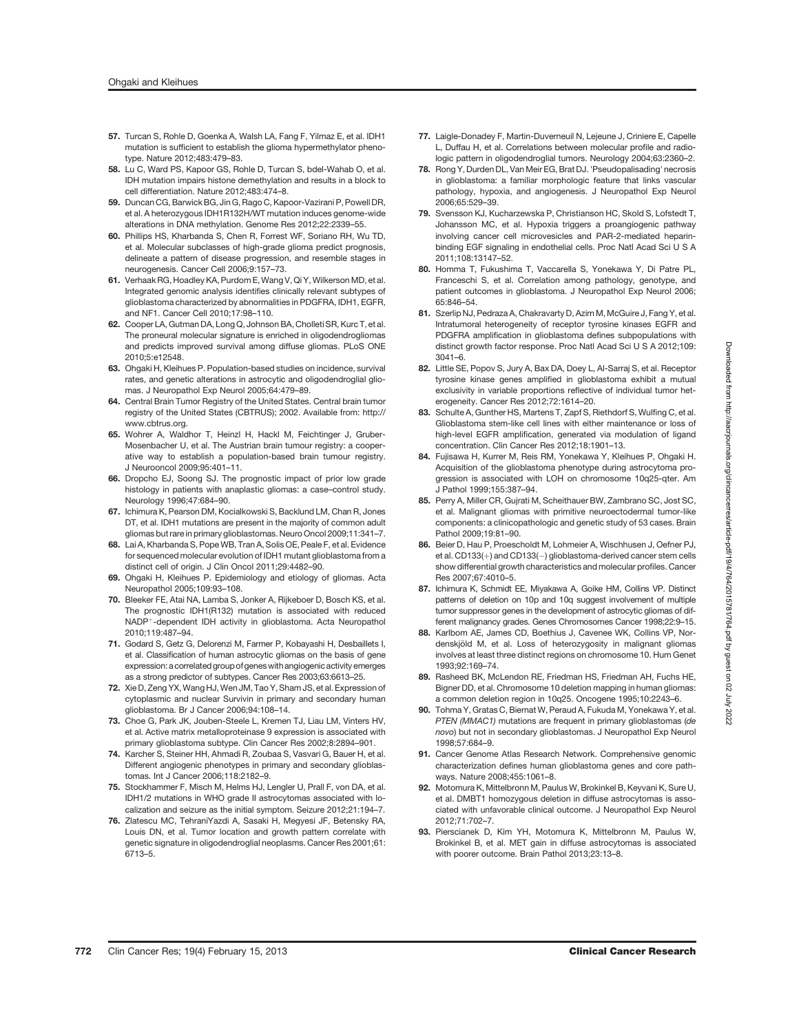57. Turcan S, Rohle D, Goenka A, Walsh LA, Fang F, Yilmaz E, et al. IDH1 mutation is sufficient to establish the glioma hypermethylator phenotype. Nature 2012;483:479–83.
58. Lu C, Ward PS, Kapoor GS, Rohle D, Turcan S, bdel-Wahab O, et al. IDH mutation impairs histone demethylation and results in a block to cell differentiation. Nature 2012;483:474–8.
59. Duncan CG, Barwick BG, Jin G, Rago C, Kapoor-Vazirani P, Powell DR, et al. A heterozygous IDH1R132H/WT mutation induces genome-wide alterations in DNA methylation. Genome Res 2012;22:2339–55.
60. Phillips HS, Kharbanda S, Chen R, Forrest WF, Soriano RH, Wu TD, et al. Molecular subclasses of high-grade glioma predict prognosis, delineate a pattern of disease progression, and resemble stages in neurogenesis. Cancer Cell 2006;9:157–73.
61. Verhaak RG, Hoadley KA, Purdom E, Wang V, Qi Y, Wilkerson MD, et al. Integrated genomic analysis identifies clinically relevant subtypes of glioblastoma characterized by abnormalities in PDGFRA, IDH1, EGFR, and NF1. Cancer Cell 2010;17:98–110.
62. Cooper LA, Gutman DA, Long Q, Johnson BA, Cholleti SR, Kurc T, et al. The proneural molecular signature is enriched in oligodendrogliomas and predicts improved survival among diffuse gliomas. PLoS ONE 2010;5:e12548.
63. Ohgaki H, Kleihues P. Population-based studies on incidence, survival rates, and genetic alterations in astrocytic and oligodendroglial gliomas. J Neuropathol Exp Neurol 2005;64:479–89.
64. Central Brain Tumor Registry of the United States. Central brain tumor registry of the United States (CBTRUS); 2002. Available from: http://www.cbtrus.org.
65. Wohrer A, Waldhor T, Heinzl H, Hackl M, Feichtinger J, Gruber-Mosenbacher U, et al. The Austrian brain tumour registry: a cooperative way to establish a population-based brain tumour registry. J Neurooncol 2009;95:401–11.
66. Dropcho EJ, Soong SJ. The prognostic impact of prior low grade histology in patients with anaplastic gliomas: a case–control study. Neurology 1996;47:684–90.
67. Ichimura K, Pearson DM, Kocialkowski S, Backlund LM, Chan R, Jones DT, et al. IDH1 mutations are present in the majority of common adult gliomas but rare in primary glioblastomas. Neuro Oncol 2009;11:341–7.
68. Lai A, Kharbanda S, Pope WB, Tran A, Solis OE, Peale F, et al. Evidence for sequenced molecular evolution of IDH1 mutant glioblastoma from a distinct cell of origin. J Clin Oncol 2011;29:4482–90.
69. Ohgaki H, Kleihues P. Epidemiology and etiology of gliomas. Acta Neuropathol 2005;109:93–108.
70. Bleeker FE, Atai NA, Lamba S, Jonker A, Rijkeboer D, Bosch KS, et al. The prognostic IDH1(R132) mutation is associated with reduced NADP$^{+}$-dependent IDH activity in glioblastoma. Acta Neuropathol 2010;119:487–94.
71. Godard S, Getz G, Delorenzi M, Farmer P, Kobayashi H, Desbaillets I, et al. Classification of human astrocytic gliomas on the basis of gene expression: a correlated group of genes with angiogenic activity emerges as a strong predictor of subtypes. Cancer Res 2003;63:6613–25.
72. Xie D, Zeng YX, Wang HJ, Wen JM, Tao Y, Sham JS, et al. Expression of cytoplasmic and nuclear Survivin in primary and secondary human glioblastoma. Br J Cancer 2006;94:108–14.
73. Choe G, Park JK, Jouben-Steele L, Kremen TJ, Liau LM, Vinters HV, et al. Active matrix metalloproteinase 9 expression is associated with primary glioblastoma subtype. Clin Cancer Res 2002;8:2894–901.
74. Karcher S, Steiner HH, Ahmadi R, Zoubaa S, Vasvari G, Bauer H, et al. Different angiogenic phenotypes in primary and secondary glioblastomas. Int J Cancer 2006;118:2182–9.
75. Stockhammer F, Misch M, Helms HJ, Lengler U, Prall F, von DA, et al. IDH1/2 mutations in WHO grade II astrocytomas associated with localization and seizure as the initial symptom. Seizure 2012;21:194–7.
76. Zlatescu MC, TehraniYazdi A, Sasaki H, Megyesi JF, Betensky RA, Louis DN, et al. Tumor location and growth pattern correlate with genetic signature in oligodendroglial neoplasms. Cancer Res 2001;61: 6713–5.
77. Laigle-Donadey F, Martin-Duverneuil N, Lejeune J, Criniere E, Capelle L, Duffau H, et al. Correlations between molecular profile and radiologic pattern in oligodendroglial tumors. Neurology 2004;63:2360–2.
78. Rong Y, Durden DL, Van Meir EG, Brat DJ. 'Pseudopalisading' necrosis in glioblastoma: a familiar morphologic feature that links vascular pathology, hypoxia, and angiogenesis. J Neuropathol Exp Neurol 2006;65:529–39.
79. Svensson KJ, Kucharzewska P, Christianson HC, Skold S, Lofstedt T, Johansson MC, et al. Hypoxia triggers a proangiogenic pathway involving cancer cell microvesicles and PAR-2-mediated heparin-binding EGF signaling in endothelial cells. Proc Natl Acad Sci U S A 2011;108:13147–52.
80. Homma T, Fukushima T, Vaccarella S, Yonekawa Y, Di Patre PL, Franceschi S, et al. Correlation among pathology, genotype, and patient outcomes in glioblastoma. J Neuropathol Exp Neurol 2006; 65:846–54.
81. Szerlip NJ, Pedraza A, Chakravarty D, Azim M, McGuire J, Fang Y, et al. Intratumoral heterogeneity of receptor tyrosine kinases EGFR and PDGFRA amplification in glioblastoma defines subpopulations with distinct growth factor response. Proc Natl Acad Sci U S A 2012;109: 3041–6.
82. Little SE, Popov S, Jury A, Bax DA, Doey L, Al-Sarraj S, et al. Receptor tyrosine kinase genes amplified in glioblastoma exhibit a mutual exclusivity in variable proportions reflective of individual tumor heterogeneity. Cancer Res 2012;72:1614–20.
83. Schulte A, Gunther HS, Martens T, Zapf S, Riethdorf S, Wulfing C, et al. Glioblastoma stem-like cell lines with either maintenance or loss of high-level EGFR amplification, generated via modulation of ligand concentration. Clin Cancer Res 2012;18:1901–13.
84. Fujisawa H, Kurrer M, Reis RM, Yonekawa Y, Kleihues P, Ohgaki H. Acquisition of the glioblastoma phenotype during astrocytoma progression is associated with LOH on chromosome 10q25-qter. Am J Pathol 1999;155:387–94.
85. Perry A, Miller CR, Gujrati M, Scheithauer BW, Zambrano SC, Jost SC, et al. Malignant gliomas with primitive neuroectodermal tumor-like components: a clinicopathologic and genetic study of 53 cases. Brain Pathol 2009;19:81–90.
86. Beier D, Hau P, Proescholdt M, Lohmeier A, Wischhusen J, Oefner PJ, et al. CD133(+) and CD133(−) glioblastoma-derived cancer stem cells show differential growth characteristics and molecular profiles. Cancer Res 2007;67:4010–5.
87. Ichimura K, Schmidt EE, Miyakawa A, Goike HM, Collins VP. Distinct patterns of deletion on 10p and 10q suggest involvement of multiple tumor suppressor genes in the development of astrocytic gliomas of different malignancy grades. Genes Chromosomes Cancer 1998;22:9–15.
88. Karlbom AE, James CD, Boethius J, Cavenee WK, Collins VP, Nordenskjöld M, et al. Loss of heterozygosity in malignant gliomas involves at least three distinct regions on chromosome 10. Hum Genet 1993;92:169–74.
89. Rasheed BK, McLendon RE, Friedman HS, Friedman AH, Fuchs HE, Bigner DD, et al. Chromosome 10 deletion mapping in human gliomas: a common deletion region in 10q25. Oncogene 1995;10:2243–6.
90. Tohma Y, Gratas C, Biernat W, Peraud A, Fukuda M, Yonekawa Y, et al. *PTEN (MMAC1)* mutations are frequent in primary glioblastomas (*de novo*) but not in secondary glioblastomas. J Neuropathol Exp Neurol 1998;57:684–9.
91. Cancer Genome Atlas Research Network. Comprehensive genomic characterization defines human glioblastoma genes and core pathways. Nature 2008;455:1061–8.
92. Motomura K, Mittelbronn M, Paulus W, Brokinkel B, Keyvani K, Sure U, et al. DMBT1 homozygous deletion in diffuse astrocytomas is associated with unfavorable clinical outcome. J Neuropathol Exp Neurol 2012;71:702–7.
93. Pierscianek D, Kim YH, Motomura K, Mittelbronn M, Paulus W, Brokinkel B, et al. MET gain in diffuse astrocytomas is associated with poorer outcome. Brain Pathol 2013;23:13–8.